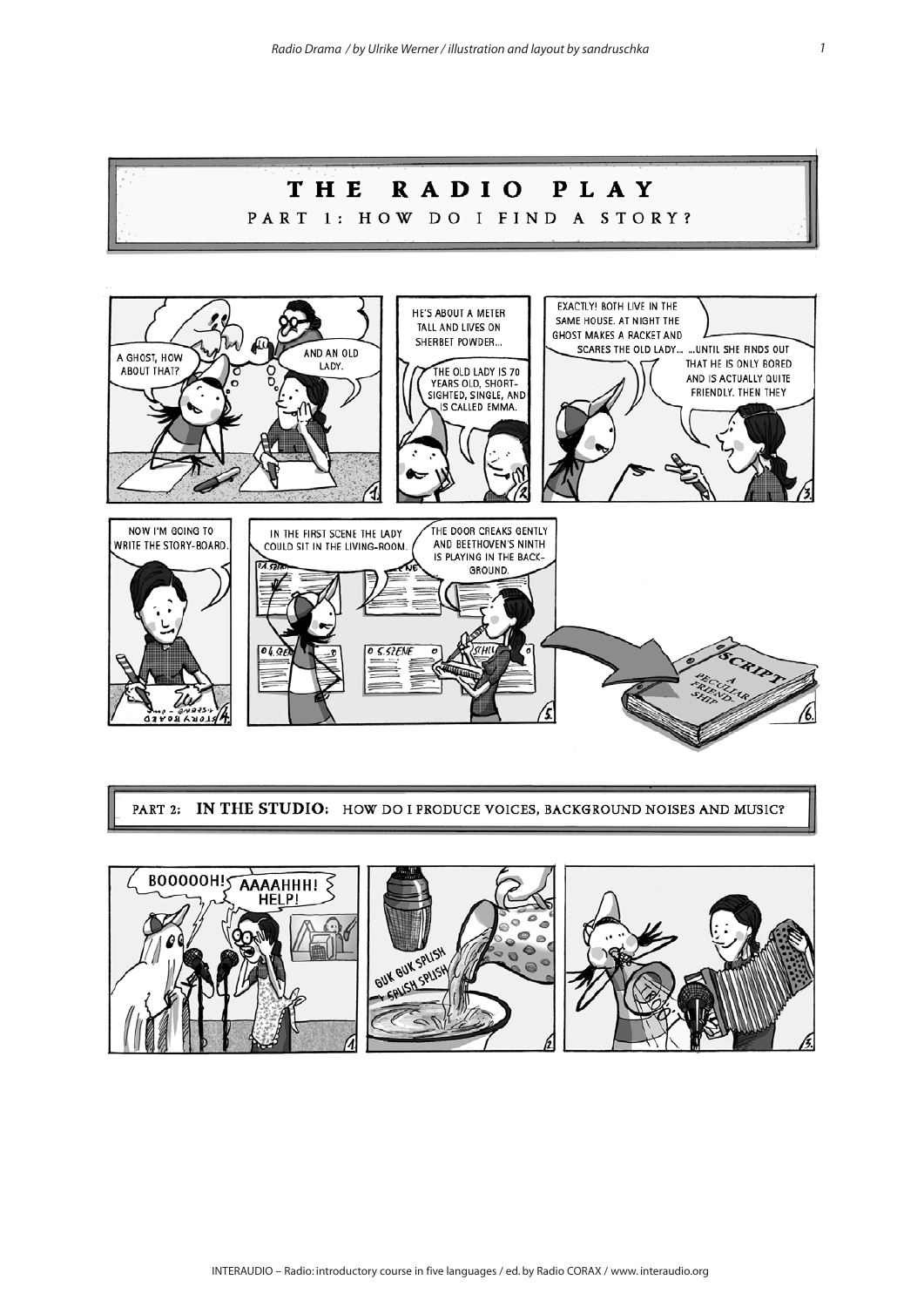# THE RADIO PLAY

## PART 1: HOW DO I FIND A STORY?

1. A GHOST, HOW ABOUT THAT?

   AND AN OLD LADY.

2. HE'S ABOUT A METER TALL AND LIVES ON SHERBET POWDER...

   THE OLD LADY IS 70 YEARS OLD, SHORT-SIGHTED, SINGLE, AND IS CALLED EMMA.

3. EXACTLY! BOTH LIVE IN THE SAME HOUSE. AT NIGHT THE GHOST MAKES A RACKET AND SCARES THE OLD LADY...

   ...UNTIL SHE FINDS OUT THAT HE IS ONLY BORED AND IS ACTUALLY QUITE FRIENDLY. THEN THEY

4. NOW I'M GOING TO WRITE THE STORY-BOARD.

5. IN THE FIRST SCENE THE LADY COULD SIT IN THE LIVING-ROOM.

   THE DOOR CREAKS GENTLY AND BEETHOVEN'S NINTH IS PLAYING IN THE BACK-GROUND.

6. SCRIPT — A PECULIAR FRIENDSHIP

## PART 2: IN THE STUDIO: HOW DO I PRODUCE VOICES, BACKGROUND NOISES AND MUSIC?

1. BOOOOOH!

   AAAAHHH! HELP!

2. GUK GUK SPLISH SPLISH SPLISH

3.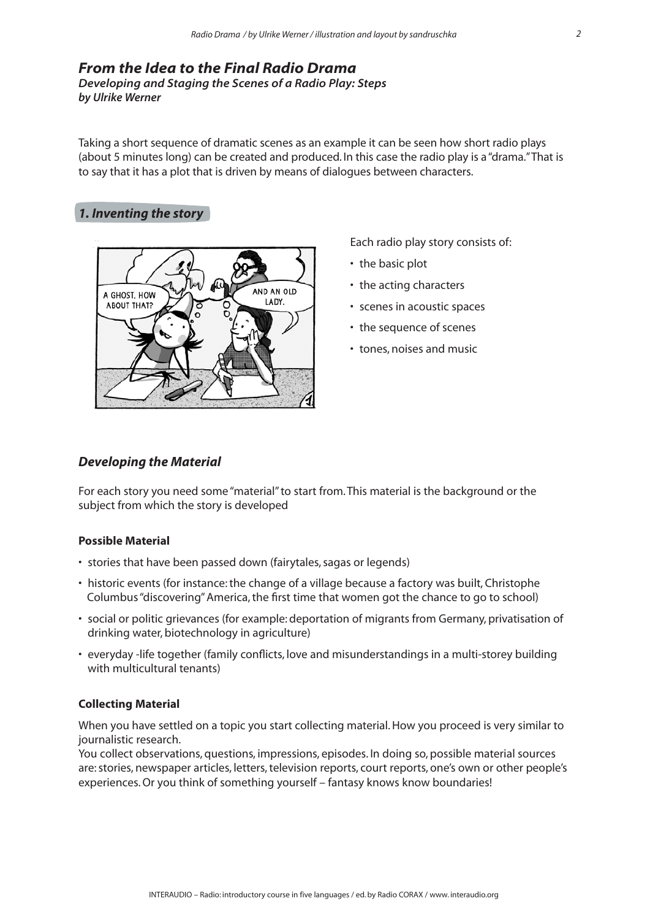## *From the Idea to the Final Radio Drama*

***Developing and Staging the Scenes of a Radio Play: Steps***
***by Ulrike Werner***

Taking a short sequence of dramatic scenes as an example it can be seen how short radio plays (about 5 minutes long) can be created and produced. In this case the radio play is a "drama." That is to say that it has a plot that is driven by means of dialogues between characters.

### *1. Inventing the story*

Each radio play story consists of:

- the basic plot
- the acting characters
- scenes in acoustic spaces
- the sequence of scenes
- tones, noises and music

### *Developing the Material*

For each story you need some "material" to start from. This material is the background or the subject from which the story is developed

#### **Possible Material**

- stories that have been passed down (fairytales, sagas or legends)
- historic events (for instance: the change of a village because a factory was built, Christophe Columbus "discovering" America, the first time that women got the chance to go to school)
- social or politic grievances (for example: deportation of migrants from Germany, privatisation of drinking water, biotechnology in agriculture)
- everyday -life together (family conflicts, love and misunderstandings in a multi-storey building with multicultural tenants)

#### **Collecting Material**

When you have settled on a topic you start collecting material. How you proceed is very similar to journalistic research.
You collect observations, questions, impressions, episodes. In doing so, possible material sources are: stories, newspaper articles, letters, television reports, court reports, one's own or other people's experiences. Or you think of something yourself – fantasy knows know boundaries!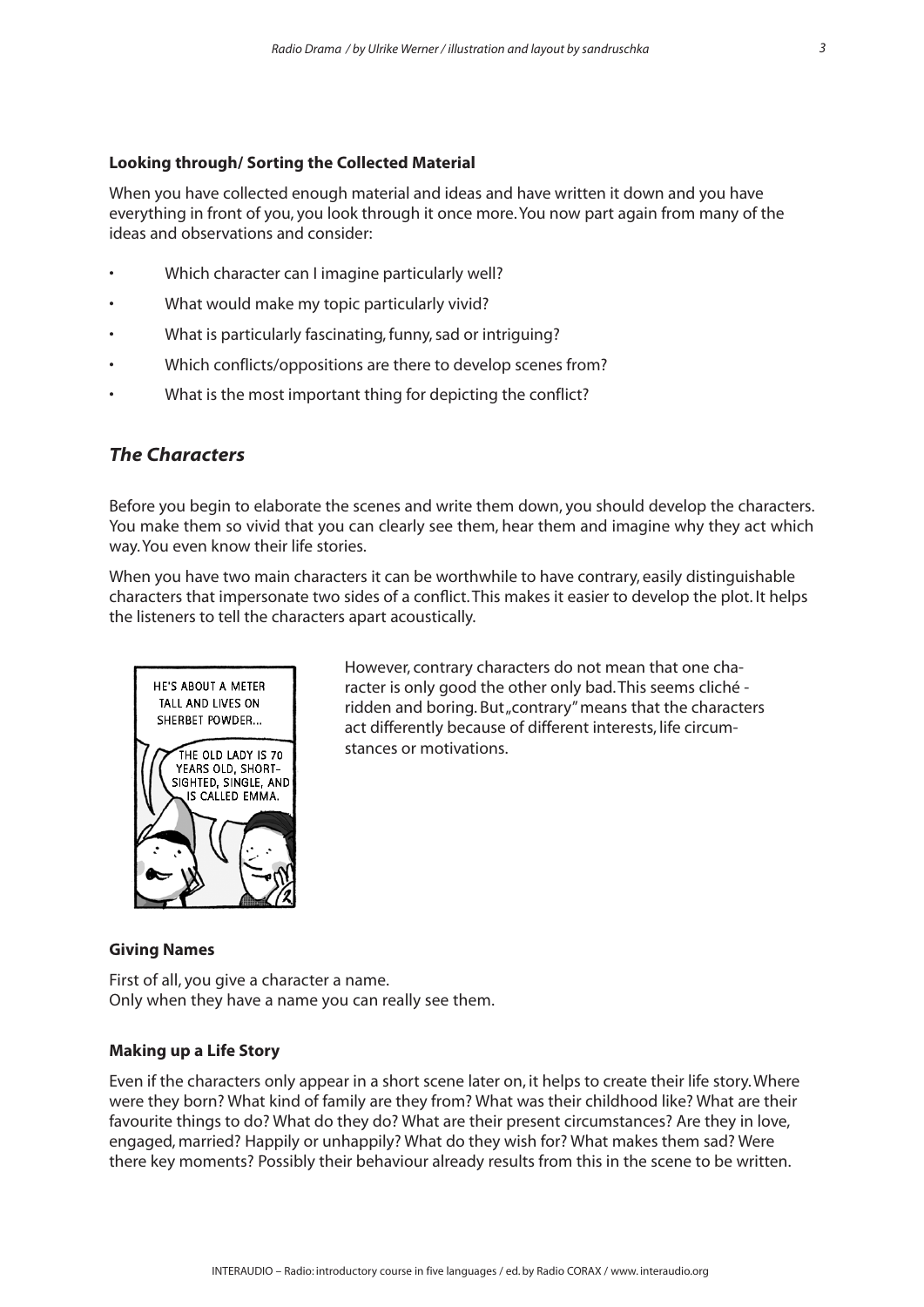#### Looking through/ Sorting the Collected Material

When you have collected enough material and ideas and have written it down and you have everything in front of you, you look through it once more. You now part again from many of the ideas and observations and consider:

- Which character can I imagine particularly well?
- What would make my topic particularly vivid?
- What is particularly fascinating, funny, sad or intriguing?
- Which conflicts/oppositions are there to develop scenes from?
- What is the most important thing for depicting the conflict?

### *The Characters*

Before you begin to elaborate the scenes and write them down, you should develop the characters. You make them so vivid that you can clearly see them, hear them and imagine why they act which way. You even know their life stories.

When you have two main characters it can be worthwhile to have contrary, easily distinguishable characters that impersonate two sides of a conflict. This makes it easier to develop the plot. It helps the listeners to tell the characters apart acoustically.

However, contrary characters do not mean that one character is only good the other only bad. This seems cliché - ridden and boring. But „contrary" means that the characters act differently because of different interests, life circumstances or motivations.

#### Giving Names

First of all, you give a character a name.
Only when they have a name you can really see them.

#### Making up a Life Story

Even if the characters only appear in a short scene later on, it helps to create their life story. Where were they born? What kind of family are they from? What was their childhood like? What are their favourite things to do? What do they do? What are their present circumstances? Are they in love, engaged, married? Happily or unhappily? What do they wish for? What makes them sad? Were there key moments? Possibly their behaviour already results from this in the scene to be written.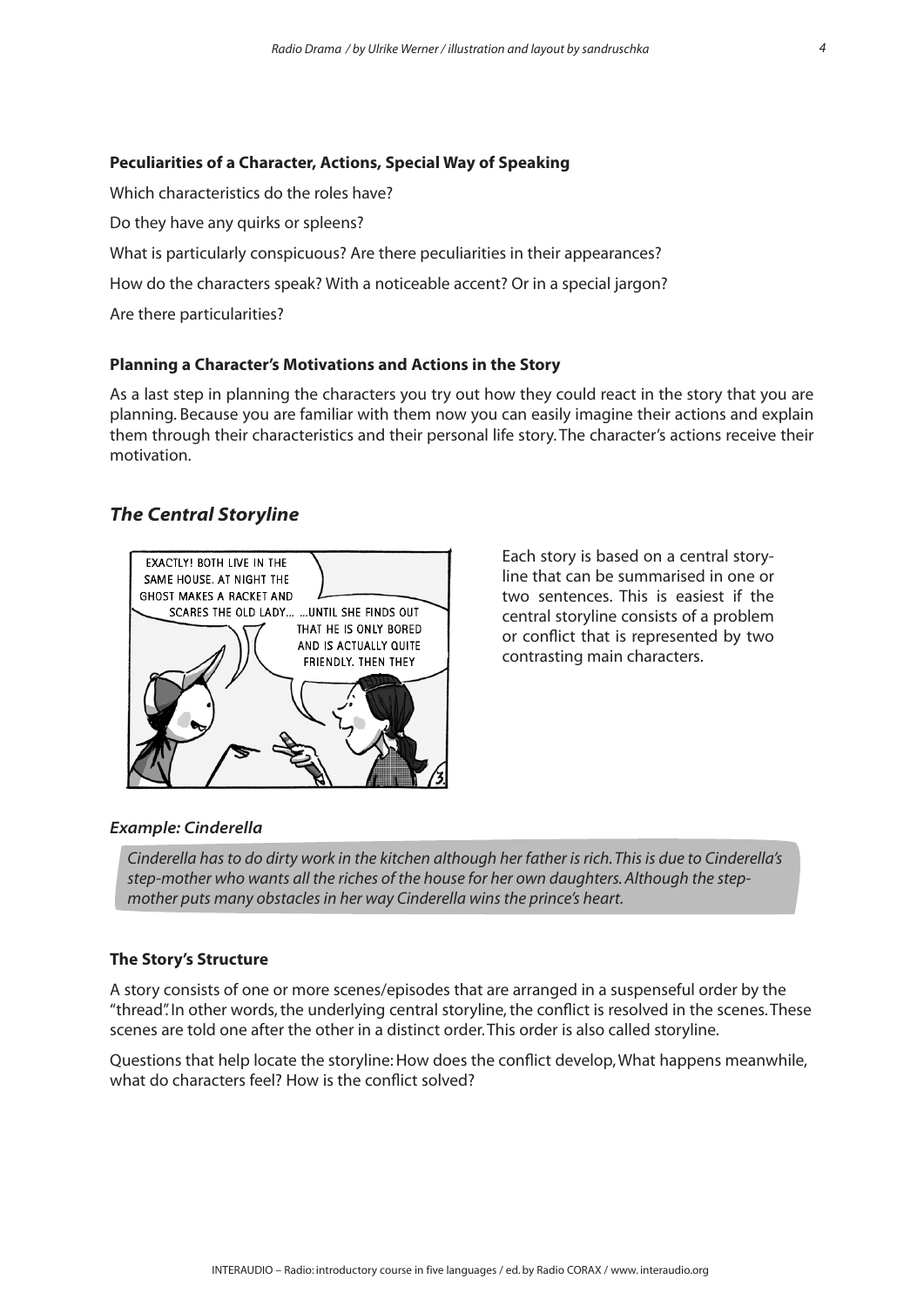**Peculiarities of a Character, Actions, Special Way of Speaking**

Which characteristics do the roles have?

Do they have any quirks or spleens?

What is particularly conspicuous? Are there peculiarities in their appearances?

How do the characters speak? With a noticeable accent? Or in a special jargon?

Are there particularities?

**Planning a Character's Motivations and Actions in the Story**

As a last step in planning the characters you try out how they could react in the story that you are planning. Because you are familiar with them now you can easily imagine their actions and explain them through their characteristics and their personal life story. The character's actions receive their motivation.

## *The Central Storyline*

Each story is based on a central storyline that can be summarised in one or two sentences. This is easiest if the central storyline consists of a problem or conflict that is represented by two contrasting main characters.

### *Example: Cinderella*

*Cinderella has to do dirty work in the kitchen although her father is rich. This is due to Cinderella's step-mother who wants all the riches of the house for her own daughters. Although the step-mother puts many obstacles in her way Cinderella wins the prince's heart.*

**The Story's Structure**

A story consists of one or more scenes/episodes that are arranged in a suspenseful order by the "thread". In other words, the underlying central storyline, the conflict is resolved in the scenes. These scenes are told one after the other in a distinct order. This order is also called storyline.

Questions that help locate the storyline: How does the conflict develop, What happens meanwhile, what do characters feel? How is the conflict solved?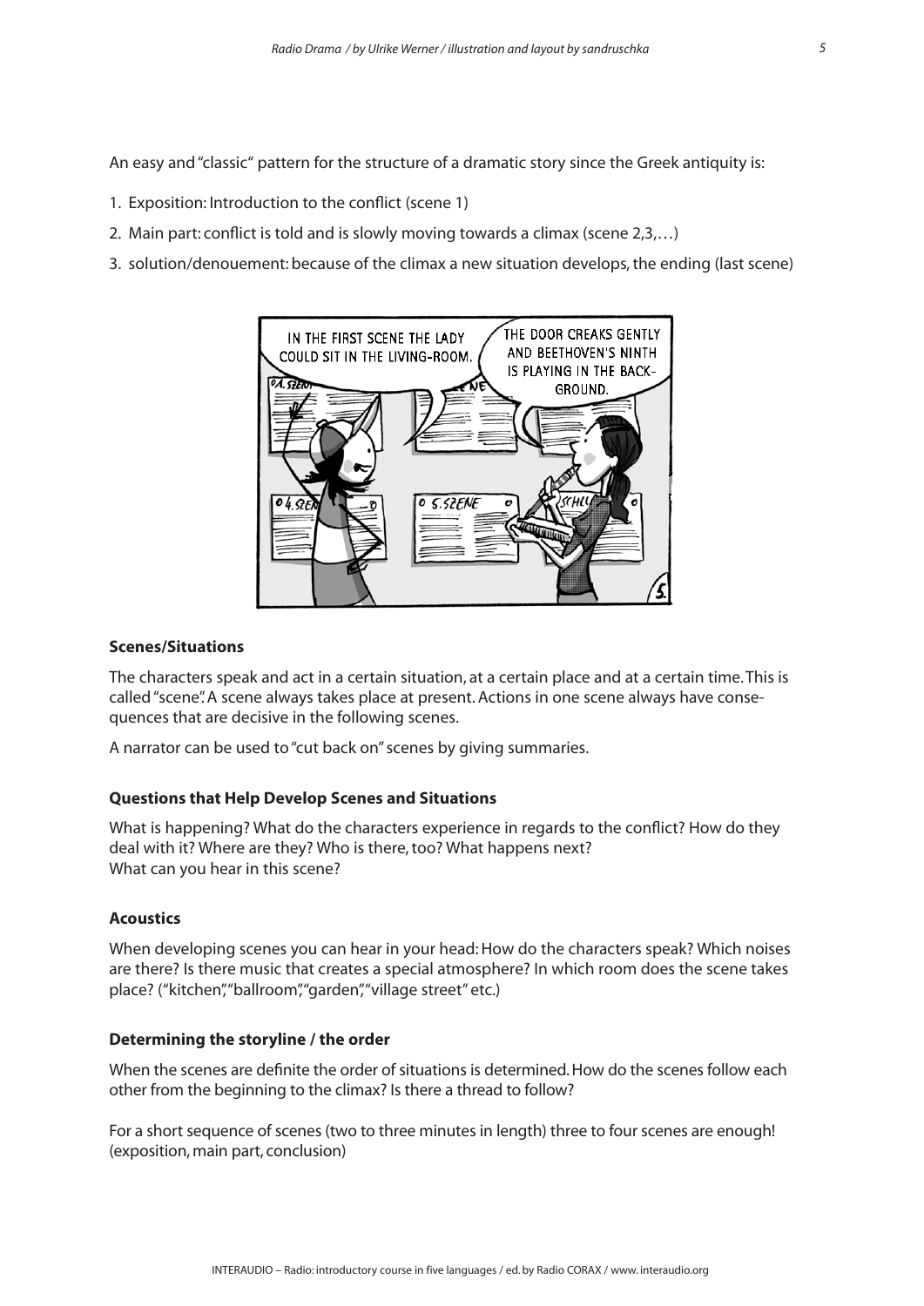An easy and "classic" pattern for the structure of a dramatic story since the Greek antiquity is:

1. Exposition: Introduction to the conflict (scene 1)
2. Main part: conflict is told and is slowly moving towards a climax (scene 2,3,…)
3. solution/denouement: because of the climax a new situation develops, the ending (last scene)

### Scenes/Situations

The characters speak and act in a certain situation, at a certain place and at a certain time. This is called "scene". A scene always takes place at present. Actions in one scene always have consequences that are decisive in the following scenes.

A narrator can be used to "cut back on" scenes by giving summaries.

### Questions that Help Develop Scenes and Situations

What is happening? What do the characters experience in regards to the conflict? How do they deal with it? Where are they? Who is there, too? What happens next?
What can you hear in this scene?

### Acoustics

When developing scenes you can hear in your head: How do the characters speak? Which noises are there? Is there music that creates a special atmosphere? In which room does the scene takes place? ("kitchen", "ballroom", "garden", "village street" etc.)

### Determining the storyline / the order

When the scenes are definite the order of situations is determined. How do the scenes follow each other from the beginning to the climax? Is there a thread to follow?

For a short sequence of scenes (two to three minutes in length) three to four scenes are enough! (exposition, main part, conclusion)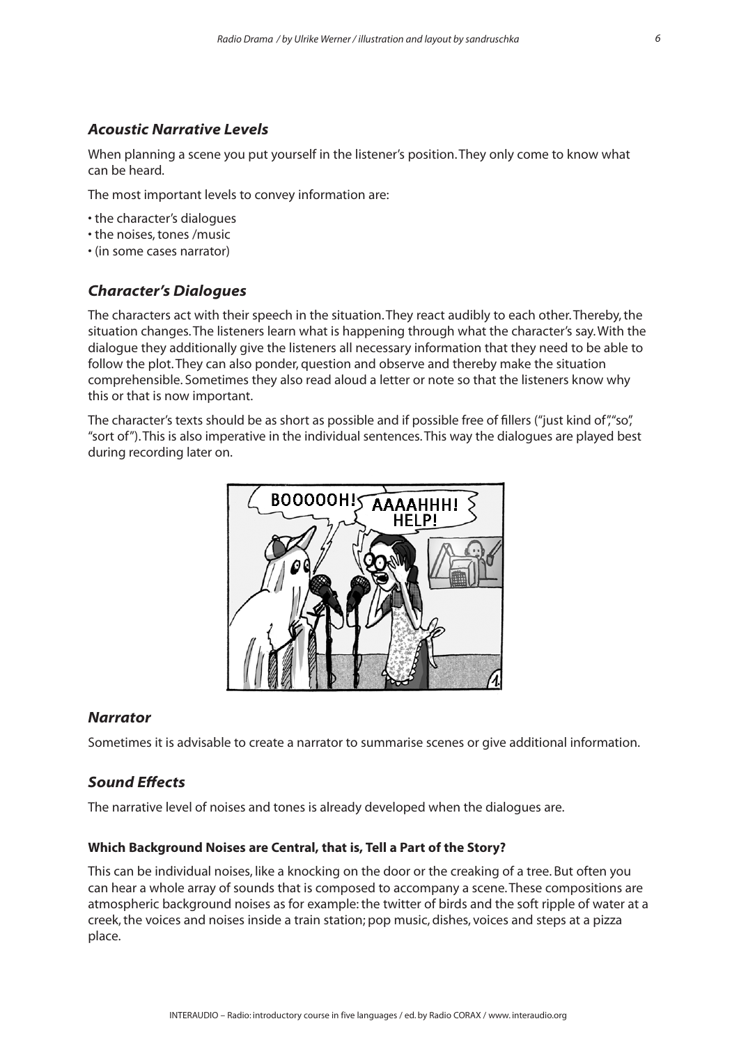### *Acoustic Narrative Levels*

When planning a scene you put yourself in the listener's position. They only come to know what can be heard.

The most important levels to convey information are:

- the character's dialogues
- the noises, tones /music
- (in some cases narrator)

### *Character's Dialogues*

The characters act with their speech in the situation. They react audibly to each other. Thereby, the situation changes. The listeners learn what is happening through what the character's say. With the dialogue they additionally give the listeners all necessary information that they need to be able to follow the plot. They can also ponder, question and observe and thereby make the situation comprehensible. Sometimes they also read aloud a letter or note so that the listeners know why this or that is now important.

The character's texts should be as short as possible and if possible free of fillers ("just kind of", "so", "sort of"). This is also imperative in the individual sentences. This way the dialogues are played best during recording later on.

### *Narrator*

Sometimes it is advisable to create a narrator to summarise scenes or give additional information.

### *Sound Effects*

The narrative level of noises and tones is already developed when the dialogues are.

#### Which Background Noises are Central, that is, Tell a Part of the Story?

This can be individual noises, like a knocking on the door or the creaking of a tree. But often you can hear a whole array of sounds that is composed to accompany a scene. These compositions are atmospheric background noises as for example: the twitter of birds and the soft ripple of water at a creek, the voices and noises inside a train station; pop music, dishes, voices and steps at a pizza place.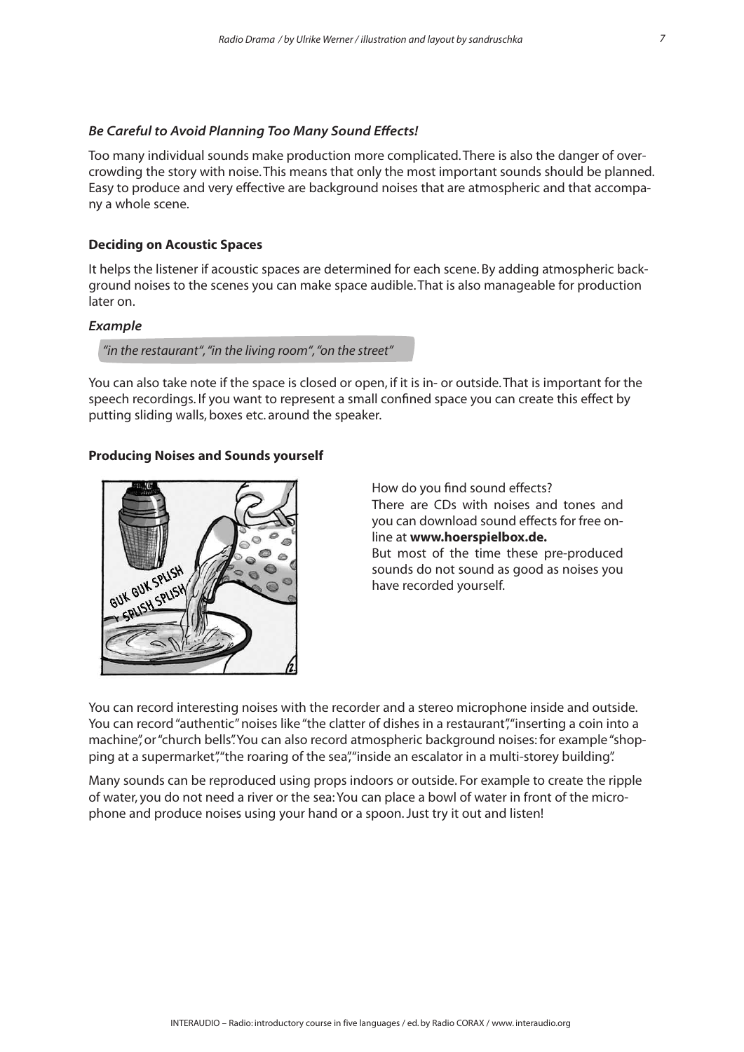### *Be Careful to Avoid Planning Too Many Sound Effects!*

Too many individual sounds make production more complicated. There is also the danger of overcrowding the story with noise. This means that only the most important sounds should be planned. Easy to produce and very effective are background noises that are atmospheric and that accompany a whole scene.

### Deciding on Acoustic Spaces

It helps the listener if acoustic spaces are determined for each scene. By adding atmospheric background noises to the scenes you can make space audible. That is also manageable for production later on.

***Example***

*"in the restaurant", "in the living room", "on the street"*

You can also take note if the space is closed or open, if it is in- or outside. That is important for the speech recordings. If you want to represent a small confined space you can create this effect by putting sliding walls, boxes etc. around the speaker.

### Producing Noises and Sounds yourself

How do you find sound effects?
There are CDs with noises and tones and you can download sound effects for free online at **www.hoerspielbox.de.**
But most of the time these pre-produced sounds do not sound as good as noises you have recorded yourself.

You can record interesting noises with the recorder and a stereo microphone inside and outside. You can record "authentic" noises like "the clatter of dishes in a restaurant", "inserting a coin into a machine", or "church bells". You can also record atmospheric background noises: for example "shopping at a supermarket", "the roaring of the sea", "inside an escalator in a multi-storey building".

Many sounds can be reproduced using props indoors or outside. For example to create the ripple of water, you do not need a river or the sea: You can place a bowl of water in front of the microphone and produce noises using your hand or a spoon. Just try it out and listen!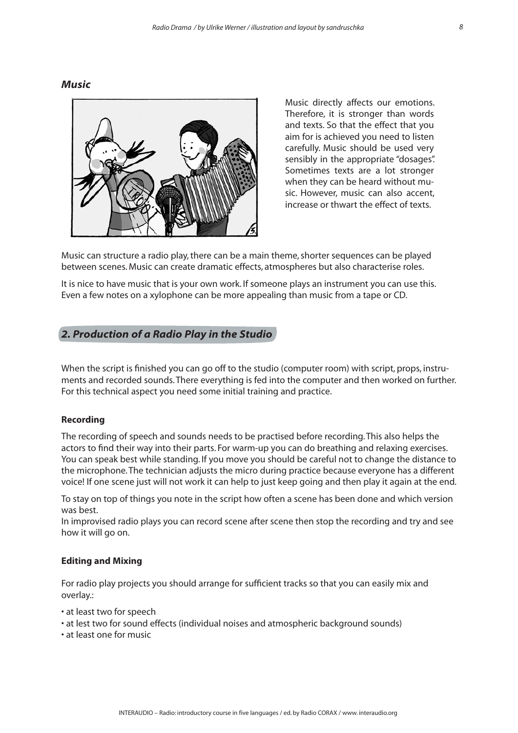### *Music*

Music directly affects our emotions. Therefore, it is stronger than words and texts. So that the effect that you aim for is achieved you need to listen carefully. Music should be used very sensibly in the appropriate "dosages". Sometimes texts are a lot stronger when they can be heard without music. However, music can also accent, increase or thwart the effect of texts.

Music can structure a radio play, there can be a main theme, shorter sequences can be played between scenes. Music can create dramatic effects, atmospheres but also characterise roles.

It is nice to have music that is your own work. If someone plays an instrument you can use this. Even a few notes on a xylophone can be more appealing than music from a tape or CD.

## *2. Production of a Radio Play in the Studio*

When the script is finished you can go off to the studio (computer room) with script, props, instruments and recorded sounds. There everything is fed into the computer and then worked on further. For this technical aspect you need some initial training and practice.

### Recording

The recording of speech and sounds needs to be practised before recording. This also helps the actors to find their way into their parts. For warm-up you can do breathing and relaxing exercises. You can speak best while standing. If you move you should be careful not to change the distance to the microphone. The technician adjusts the micro during practice because everyone has a different voice! If one scene just will not work it can help to just keep going and then play it again at the end.

To stay on top of things you note in the script how often a scene has been done and which version was best.
In improvised radio plays you can record scene after scene then stop the recording and try and see how it will go on.

### Editing and Mixing

For radio play projects you should arrange for sufficient tracks so that you can easily mix and overlay.:

- at least two for speech
- at lest two for sound effects (individual noises and atmospheric background sounds)
- at least one for music